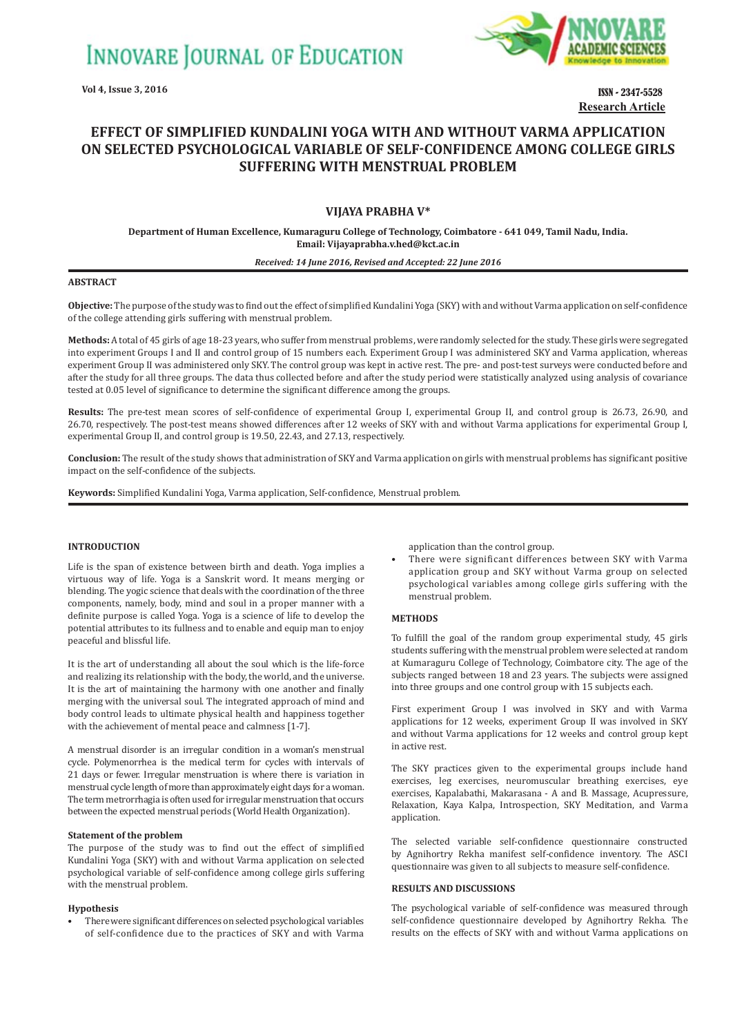# EFFECT OF SIMPLIFIED KUNDALINI YOGA WITH AND WITHOUT VARMA APPLICATION ON SELECTED PSYCHOLOGICAL VARIABLE OF SELF-CONFIDENCE AMONG COLLEGE GIRLS SUFFERING WITH MENSTRUAL PROBLEM

**Research Article**

**VIJAYA PRABHA V***

**Department of Human Excellence, Kumaraguru College of Technology, Coimbatore - 641 049, Tamil Nadu, India.**
**Email: Vijayaprabha.v.hed@kct.ac.in**

*Received: 14 June 2016, Revised and Accepted: 22 June 2016*

## ABSTRACT

**Objective:** The purpose of the study was to find out the effect of simplified Kundalini Yoga (SKY) with and without Varma application on self-confidence of the college attending girls suffering with menstrual problem.

**Methods:** A total of 45 girls of age 18-23 years, who suffer from menstrual problems, were randomly selected for the study. These girls were segregated into experiment Groups I and II and control group of 15 numbers each. Experiment Group I was administered SKY and Varma application, whereas experiment Group II was administered only SKY. The control group was kept in active rest. The pre- and post-test surveys were conducted before and after the study for all three groups. The data thus collected before and after the study period were statistically analyzed using analysis of covariance tested at 0.05 level of significance to determine the significant difference among the groups.

**Results:** The pre-test mean scores of self-confidence of experimental Group I, experimental Group II, and control group is 26.73, 26.90, and 26.70, respectively. The post-test means showed differences after 12 weeks of SKY with and without Varma applications for experimental Group I, experimental Group II, and control group is 19.50, 22.43, and 27.13, respectively.

**Conclusion:** The result of the study shows that administration of SKY and Varma application on girls with menstrual problems has significant positive impact on the self-confidence of the subjects.

**Keywords:** Simplified Kundalini Yoga, Varma application, Self-confidence, Menstrual problem.

## INTRODUCTION

Life is the span of existence between birth and death. Yoga implies a virtuous way of life. Yoga is a Sanskrit word. It means merging or blending. The yogic science that deals with the coordination of the three components, namely, body, mind and soul in a proper manner with a definite purpose is called Yoga. Yoga is a science of life to develop the potential attributes to its fullness and to enable and equip man to enjoy peaceful and blissful life.

It is the art of understanding all about the soul which is the life-force and realizing its relationship with the body, the world, and the universe. It is the art of maintaining the harmony with one another and finally merging with the universal soul. The integrated approach of mind and body control leads to ultimate physical health and happiness together with the achievement of mental peace and calmness [1-7].

A menstrual disorder is an irregular condition in a woman's menstrual cycle. Polymenorrhea is the medical term for cycles with intervals of 21 days or fewer. Irregular menstruation is where there is variation in menstrual cycle length of more than approximately eight days for a woman. The term metrorrhagia is often used for irregular menstruation that occurs between the expected menstrual periods (World Health Organization).

### Statement of the problem

The purpose of the study was to find out the effect of simplified Kundalini Yoga (SKY) with and without Varma application on selected psychological variable of self-confidence among college girls suffering with the menstrual problem.

### Hypothesis

- There were significant differences on selected psychological variables of self-confidence due to the practices of SKY and with Varma application than the control group.
- There were significant differences between SKY with Varma application group and SKY without Varma group on selected psychological variables among college girls suffering with the menstrual problem.

## METHODS

To fulfill the goal of the random group experimental study, 45 girls students suffering with the menstrual problem were selected at random at Kumaraguru College of Technology, Coimbatore city. The age of the subjects ranged between 18 and 23 years. The subjects were assigned into three groups and one control group with 15 subjects each.

First experiment Group I was involved in SKY and with Varma applications for 12 weeks, experiment Group II was involved in SKY and without Varma applications for 12 weeks and control group kept in active rest.

The SKY practices given to the experimental groups include hand exercises, leg exercises, neuromuscular breathing exercises, eye exercises, Kapalabathi, Makarasana - A and B. Massage, Acupressure, Relaxation, Kaya Kalpa, Introspection, SKY Meditation, and Varma application.

The selected variable self-confidence questionnaire constructed by Agnihortry Rekha manifest self-confidence inventory. The ASCI questionnaire was given to all subjects to measure self-confidence.

## RESULTS AND DISCUSSIONS

The psychological variable of self-confidence was measured through self-confidence questionnaire developed by Agnihortry Rekha. The results on the effects of SKY with and without Varma applications on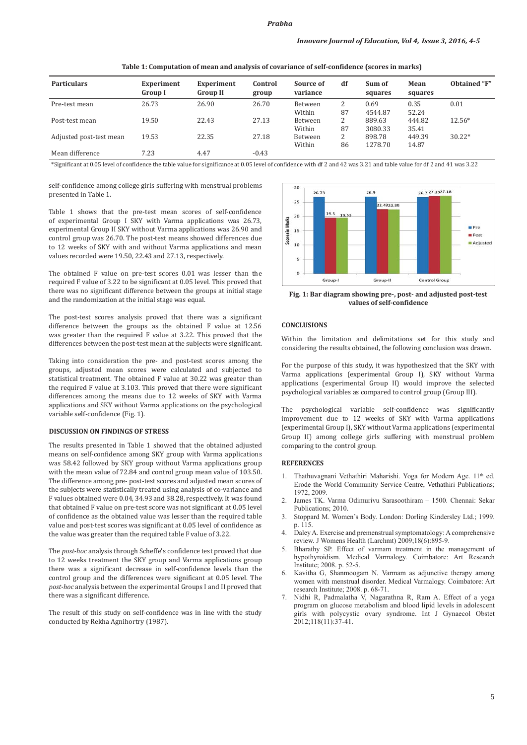Table 1: Computation of mean and analysis of covariance of self-confidence (scores in marks)

| Particulars | Experiment Group I | Experiment Group II | Control group | Source of variance | df | Sum of squares | Mean squares | Obtained "F" |
|---|---|---|---|---|---|---|---|---|
| Pre-test mean | 26.73 | 26.90 | 26.70 | Between | 2 | 0.69 | 0.35 | 0.01 |
| | | | | Within | 87 | 4544.87 | 52.24 | |
| Post-test mean | 19.50 | 22.43 | 27.13 | Between | 2 | 889.63 | 444.82 | 12.56* |
| | | | | Within | 87 | 3080.33 | 35.41 | |
| Adjusted post-test mean | 19.53 | 22.35 | 27.18 | Between | 2 | 898.78 | 449.39 | 30.22* |
| | | | | Within | 86 | 1278.70 | 14.87 | |
| Mean difference | 7.23 | 4.47 | -0.43 | | | | | |

*Significant at 0.05 level of confidence the table value for significance at 0.05 level of confidence with df 2 and 42 was 3.21 and table value for df 2 and 41 was 3.22

self-confidence among college girls suffering with menstrual problems presented in Table 1.

Table 1 shows that the pre-test mean scores of self-confidence of experimental Group I SKY with Varma applications was 26.73, experimental Group II SKY without Varma applications was 26.90 and control group was 26.70. The post-test means showed differences due to 12 weeks of SKY with and without Varma applications and mean values recorded were 19.50, 22.43 and 27.13, respectively.

The obtained F value on pre-test scores 0.01 was lesser than the required F value of 3.22 to be significant at 0.05 level. This proved that there was no significant difference between the groups at initial stage and the randomization at the initial stage was equal.

The post-test scores analysis proved that there was a significant difference between the groups as the obtained F value at 12.56 was greater than the required F value at 3.22. This proved that the differences between the post-test mean at the subjects were significant.

Taking into consideration the pre- and post-test scores among the groups, adjusted mean scores were calculated and subjected to statistical treatment. The obtained F value at 30.22 was greater than the required F value at 3.103. This proved that there were significant differences among the means due to 12 weeks of SKY with Varma applications and SKY without Varma applications on the psychological variable self-confidence (Fig. 1).

## DISCUSSION ON FINDINGS OF STRESS

The results presented in Table 1 showed that the obtained adjusted means on self-confidence among SKY group with Varma applications was 58.42 followed by SKY group without Varma applications group with the mean value of 72.84 and control group mean value of 103.50. The difference among pre- post-test scores and adjusted mean scores of the subjects were statistically treated using analysis of co-variance and F values obtained were 0.04, 34.93 and 38.28, respectively. It was found that obtained F value on pre-test score was not significant at 0.05 level of confidence as the obtained value was lesser than the required table value and post-test scores was significant at 0.05 level of confidence as the value was greater than the required table F value of 3.22.

The *post-hoc* analysis through Scheffe's confidence test proved that due to 12 weeks treatment the SKY group and Varma applications group there was a significant decrease in self-confidence levels than the control group and the differences were significant at 0.05 level. The *post-hoc* analysis between the experimental Groups I and II proved that there was a significant difference.

The result of this study on self-confidence was in line with the study conducted by Rekha Agnihortry (1987).

30
25
20
15
10
5
0
Scores in Marks
26.73
19.5
19.53
26.9
22.43
22.35
26.7
27.13
27.18
Group-I
Group-II
Control Group
Pre
Post
Adjusted

**Fig. 1: Bar diagram showing pre-, post- and adjusted post-test values of self-confidence**

## CONCLUSIONS

Within the limitation and delimitations set for this study and considering the results obtained, the following conclusion was drawn.

For the purpose of this study, it was hypothesized that the SKY with Varma applications (experimental Group I), SKY without Varma applications (experimental Group II) would improve the selected psychological variables as compared to control group (Group III).

The psychological variable self-confidence was significantly improvement due to 12 weeks of SKY with Varma applications (experimental Group I), SKY without Varma applications (experimental Group II) among college girls suffering with menstrual problem comparing to the control group.

## REFERENCES

1. Thathuvagnani Vethathiri Maharishi. Yoga for Modern Age. 11th ed. Erode the World Community Service Centre, Vethathiri Publications; 1972, 2009.
2. James TK. Varma Odimurivu Sarasoothiram – 1500. Chennai: Sekar Publications; 2010.
3. Stoppard M. Women's Body. London: Dorling Kindersley Ltd.; 1999. p. 115.
4. Daley A. Exercise and premenstrual symptomatology: A comprehensive review. J Womens Health (Larchmt) 2009;18(6):895-9.
5. Bharathy SP. Effect of varmam treatment in the management of hypothyroidism. Medical Varmalogy. Coimbatore: Art Research Institute; 2008. p. 52-5.
6. Kavitha G, Shanmoogam N. Varmam as adjunctive therapy among women with menstrual disorder. Medical Varmalogy. Coimbatore: Art research Institute; 2008. p. 68-71.
7. Nidhi R, Padmalatha V, Nagarathna R, Ram A. Effect of a yoga program on glucose metabolism and blood lipid levels in adolescent girls with polycystic ovary syndrome. Int J Gynaecol Obstet 2012;118(11):37-41.